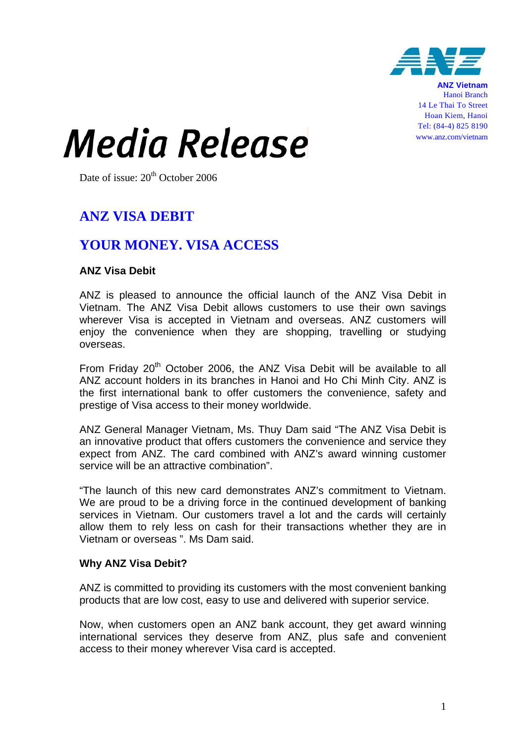ANZ Vietnam
Hanoi Branch
14 Le Thai To Street
Hoan Kiem, Hanoi
Tel: (84-4) 825 8190
www.anz.com/vietnam

# Media Release

Date of issue: 20th October 2006

## ANZ VISA DEBIT

## YOUR MONEY. VISA ACCESS

**ANZ Visa Debit**

ANZ is pleased to announce the official launch of the ANZ Visa Debit in Vietnam. The ANZ Visa Debit allows customers to use their own savings wherever Visa is accepted in Vietnam and overseas. ANZ customers will enjoy the convenience when they are shopping, travelling or studying overseas.

From Friday 20th October 2006, the ANZ Visa Debit will be available to all ANZ account holders in its branches in Hanoi and Ho Chi Minh City. ANZ is the first international bank to offer customers the convenience, safety and prestige of Visa access to their money worldwide.

ANZ General Manager Vietnam, Ms. Thuy Dam said "The ANZ Visa Debit is an innovative product that offers customers the convenience and service they expect from ANZ. The card combined with ANZ's award winning customer service will be an attractive combination".

"The launch of this new card demonstrates ANZ's commitment to Vietnam. We are proud to be a driving force in the continued development of banking services in Vietnam. Our customers travel a lot and the cards will certainly allow them to rely less on cash for their transactions whether they are in Vietnam or overseas ". Ms Dam said.

**Why ANZ Visa Debit?**

ANZ is committed to providing its customers with the most convenient banking products that are low cost, easy to use and delivered with superior service.

Now, when customers open an ANZ bank account, they get award winning international services they deserve from ANZ, plus safe and convenient access to their money wherever Visa card is accepted.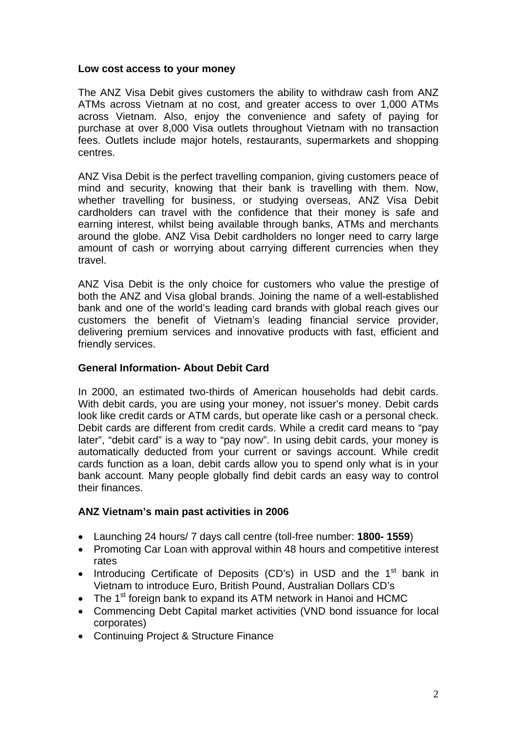**Low cost access to your money**

The ANZ Visa Debit gives customers the ability to withdraw cash from ANZ ATMs across Vietnam at no cost, and greater access to over 1,000 ATMs across Vietnam. Also, enjoy the convenience and safety of paying for purchase at over 8,000 Visa outlets throughout Vietnam with no transaction fees. Outlets include major hotels, restaurants, supermarkets and shopping centres.

ANZ Visa Debit is the perfect travelling companion, giving customers peace of mind and security, knowing that their bank is travelling with them. Now, whether travelling for business, or studying overseas, ANZ Visa Debit cardholders can travel with the confidence that their money is safe and earning interest, whilst being available through banks, ATMs and merchants around the globe. ANZ Visa Debit cardholders no longer need to carry large amount of cash or worrying about carrying different currencies when they travel.

ANZ Visa Debit is the only choice for customers who value the prestige of both the ANZ and Visa global brands. Joining the name of a well-established bank and one of the world's leading card brands with global reach gives our customers the benefit of Vietnam's leading financial service provider, delivering premium services and innovative products with fast, efficient and friendly services.

**General Information- About Debit Card**

In 2000, an estimated two-thirds of American households had debit cards. With debit cards, you are using your money, not issuer's money. Debit cards look like credit cards or ATM cards, but operate like cash or a personal check. Debit cards are different from credit cards. While a credit card means to "pay later", "debit card" is a way to "pay now". In using debit cards, your money is automatically deducted from your current or savings account. While credit cards function as a loan, debit cards allow you to spend only what is in your bank account. Many people globally find debit cards an easy way to control their finances.

**ANZ Vietnam's main past activities in 2006**

- Launching 24 hours/ 7 days call centre (toll-free number: **1800- 1559**)
- Promoting Car Loan with approval within 48 hours and competitive interest rates
- Introducing Certificate of Deposits (CD's) in USD and the 1st bank in Vietnam to introduce Euro, British Pound, Australian Dollars CD's
- The 1st foreign bank to expand its ATM network in Hanoi and HCMC
- Commencing Debt Capital market activities (VND bond issuance for local corporates)
- Continuing Project & Structure Finance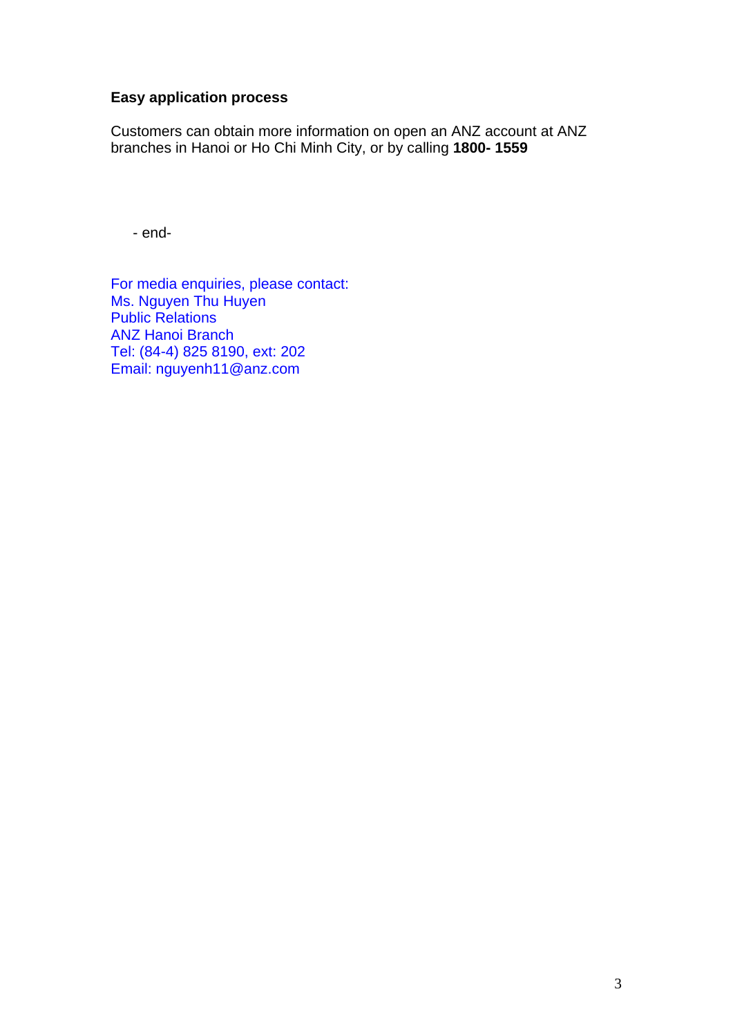**Easy application process**

Customers can obtain more information on open an ANZ account at ANZ branches in Hanoi or Ho Chi Minh City, or by calling **1800- 1559**

- end-

For media enquiries, please contact:
Ms. Nguyen Thu Huyen
Public Relations
ANZ Hanoi Branch
Tel: (84-4) 825 8190, ext: 202
Email: nguyenh11@anz.com